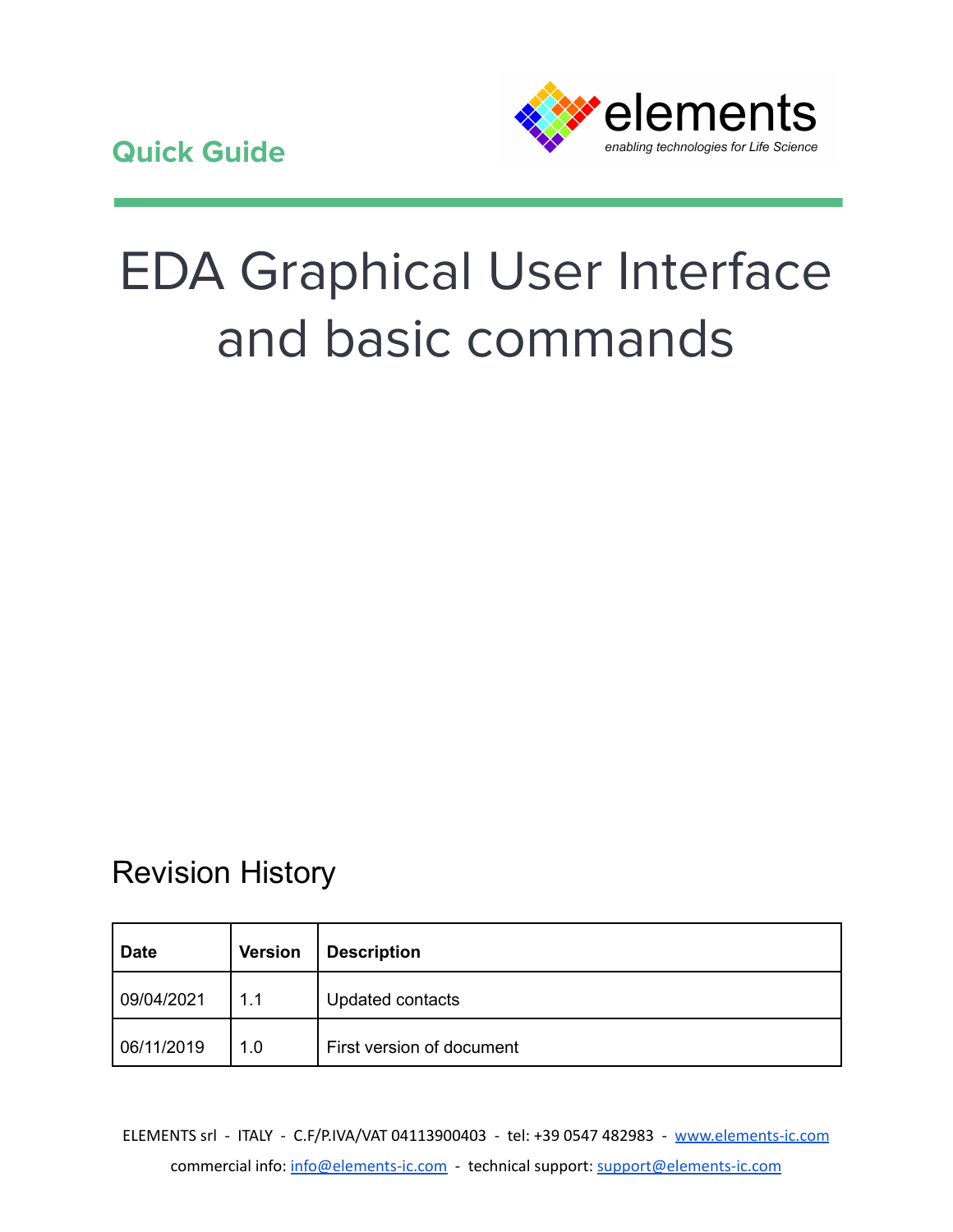Quick Guide

elements

*enabling technologies for Life Science*

# EDA Graphical User Interface and basic commands

## Revision History

| Date | Version | Description |
|---|---|---|
| 09/04/2021 | 1.1 | Updated contacts |
| 06/11/2019 | 1.0 | First version of document |

ELEMENTS srl - ITALY - C.F/P.IVA/VAT 04113900403 - tel: +39 0547 482983 - www.elements-ic.com

commercial info: info@elements-ic.com - technical support: support@elements-ic.com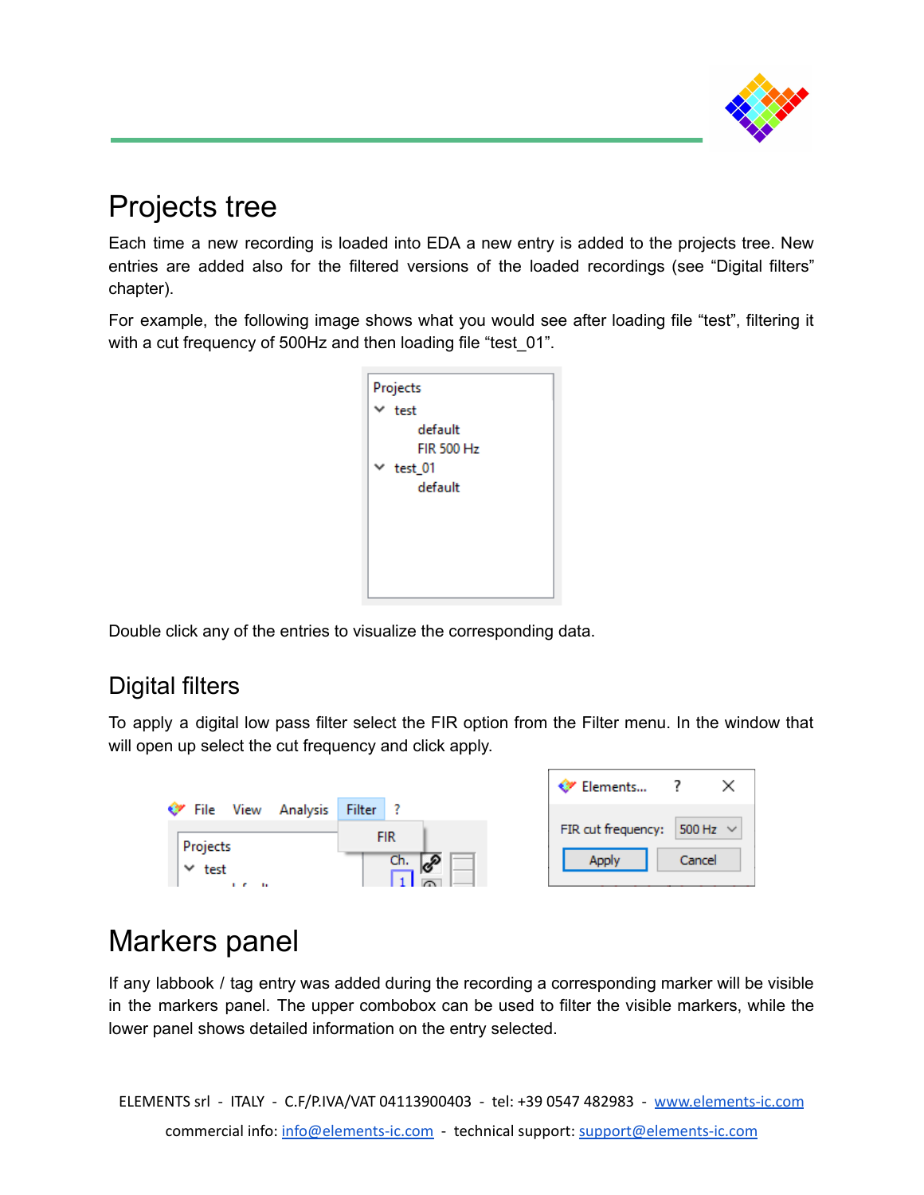# Projects tree

Each time a new recording is loaded into EDA a new entry is added to the projects tree. New entries are added also for the filtered versions of the loaded recordings (see "Digital filters" chapter).

For example, the following image shows what you would see after loading file "test", filtering it with a cut frequency of 500Hz and then loading file "test_01".

Double click any of the entries to visualize the corresponding data.

## Digital filters

To apply a digital low pass filter select the FIR option from the Filter menu. In the window that will open up select the cut frequency and click apply.

# Markers panel

If any labbook / tag entry was added during the recording a corresponding marker will be visible in the markers panel. The upper combobox can be used to filter the visible markers, while the lower panel shows detailed information on the entry selected.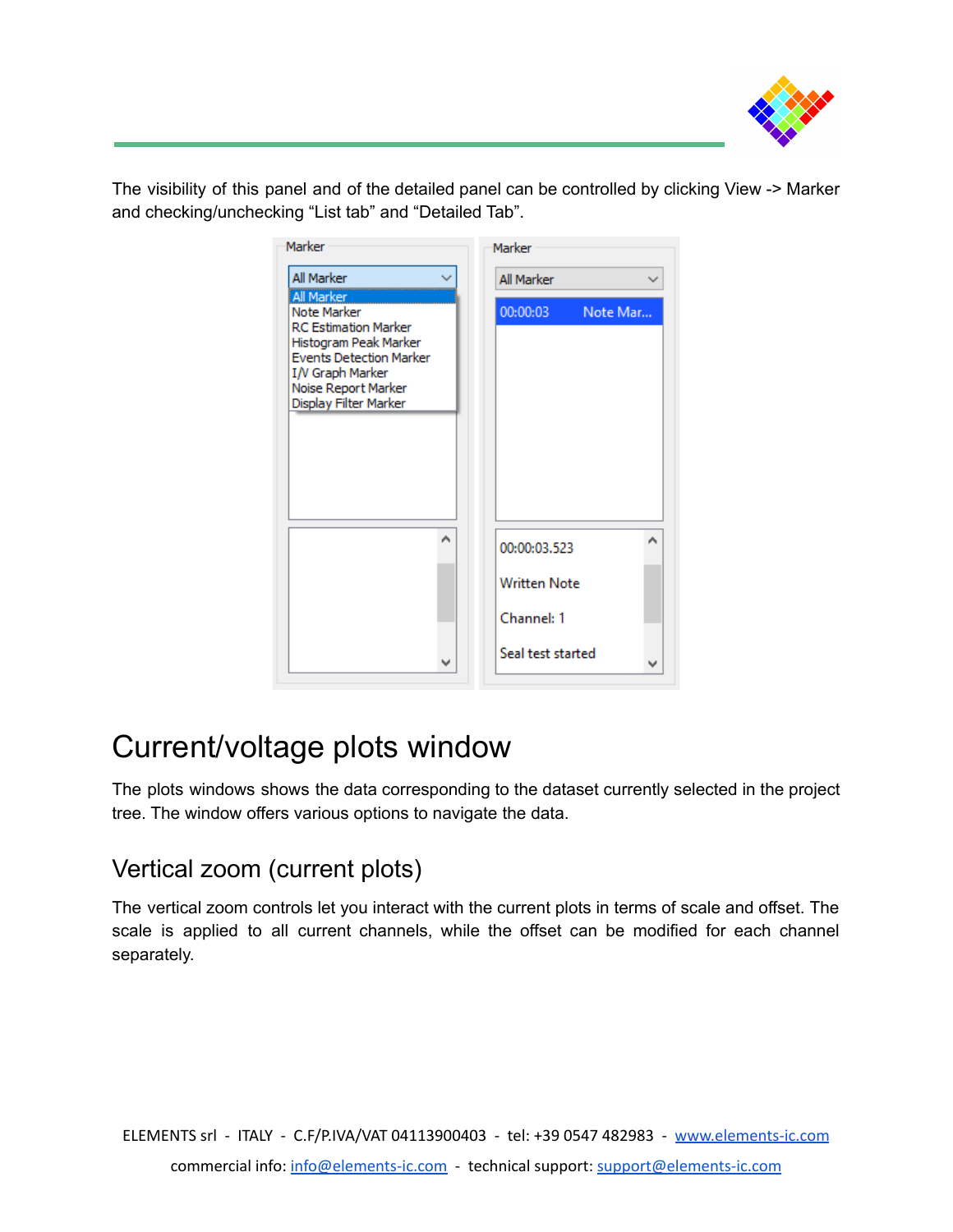The visibility of this panel and of the detailed panel can be controlled by clicking View -> Marker and checking/unchecking “List tab” and “Detailed Tab”.

# Current/voltage plots window

The plots windows shows the data corresponding to the dataset currently selected in the project tree. The window offers various options to navigate the data.

## Vertical zoom (current plots)

The vertical zoom controls let you interact with the current plots in terms of scale and offset. The scale is applied to all current channels, while the offset can be modified for each channel separately.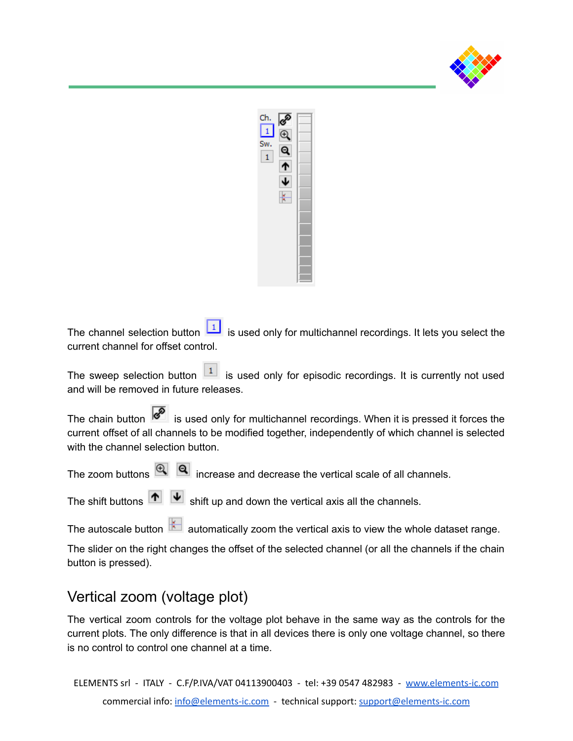The channel selection button is used only for multichannel recordings. It lets you select the current channel for offset control.

The sweep selection button is used only for episodic recordings. It is currently not used and will be removed in future releases.

The chain button is used only for multichannel recordings. When it is pressed it forces the current offset of all channels to be modified together, independently of which channel is selected with the channel selection button.

The zoom buttons increase and decrease the vertical scale of all channels.

The shift buttons shift up and down the vertical axis all the channels.

The autoscale button automatically zoom the vertical axis to view the whole dataset range.

The slider on the right changes the offset of the selected channel (or all the channels if the chain button is pressed).

## Vertical zoom (voltage plot)

The vertical zoom controls for the voltage plot behave in the same way as the controls for the current plots. The only difference is that in all devices there is only one voltage channel, so there is no control to control one channel at a time.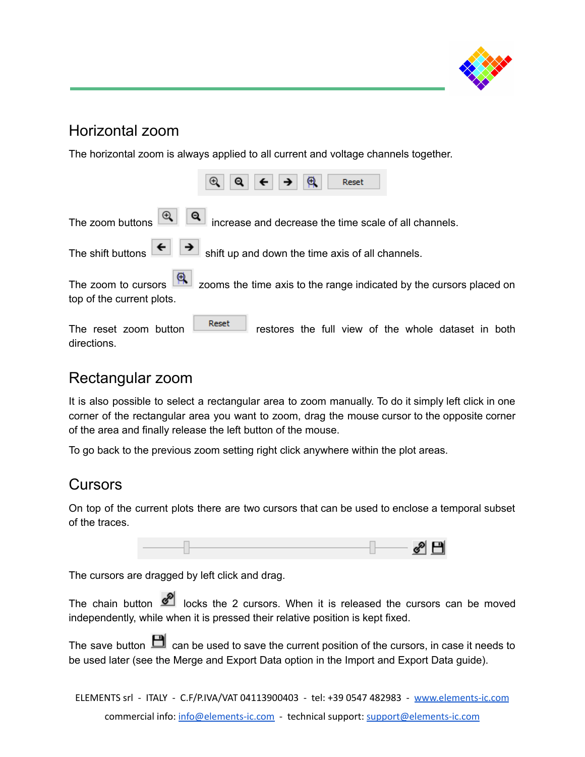## Horizontal zoom

The horizontal zoom is always applied to all current and voltage channels together.

Reset

The zoom buttons increase and decrease the time scale of all channels.

The shift buttons shift up and down the time axis of all channels.

The zoom to cursors zooms the time axis to the range indicated by the cursors placed on top of the current plots.

The reset zoom button Reset restores the full view of the whole dataset in both directions.

## Rectangular zoom

It is also possible to select a rectangular area to zoom manually. To do it simply left click in one corner of the rectangular area you want to zoom, drag the mouse cursor to the opposite corner of the area and finally release the left button of the mouse.

To go back to the previous zoom setting right click anywhere within the plot areas.

## Cursors

On top of the current plots there are two cursors that can be used to enclose a temporal subset of the traces.

The cursors are dragged by left click and drag.

The chain button locks the 2 cursors. When it is released the cursors can be moved independently, while when it is pressed their relative position is kept fixed.

The save button can be used to save the current position of the cursors, in case it needs to be used later (see the Merge and Export Data option in the Import and Export Data guide).